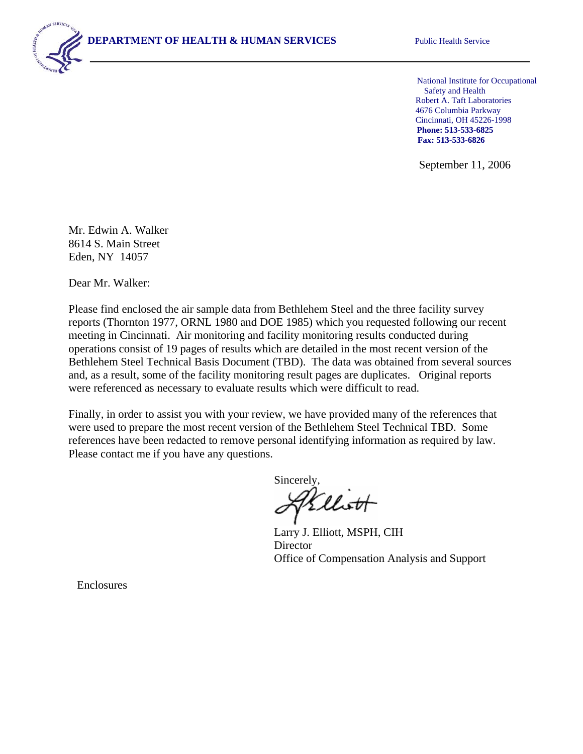**DEPARTMENT OF HEALTH & HUMAN SERVICES** Public Health Service

National Institute for Occupational Safety and Health
Robert A. Taft Laboratories
4676 Columbia Parkway
Cincinnati, OH 45226-1998
**Phone: 513-533-6825**
**Fax: 513-533-6826**

September 11, 2006

Mr. Edwin A. Walker
8614 S. Main Street
Eden, NY 14057

Dear Mr. Walker:

Please find enclosed the air sample data from Bethlehem Steel and the three facility survey reports (Thornton 1977, ORNL 1980 and DOE 1985) which you requested following our recent meeting in Cincinnati. Air monitoring and facility monitoring results conducted during operations consist of 19 pages of results which are detailed in the most recent version of the Bethlehem Steel Technical Basis Document (TBD). The data was obtained from several sources and, as a result, some of the facility monitoring result pages are duplicates. Original reports were referenced as necessary to evaluate results which were difficult to read.

Finally, in order to assist you with your review, we have provided many of the references that were used to prepare the most recent version of the Bethlehem Steel Technical TBD. Some references have been redacted to remove personal identifying information as required by law. Please contact me if you have any questions.

Sincerely,

Larry J. Elliott, MSPH, CIH
Director
Office of Compensation Analysis and Support

Enclosures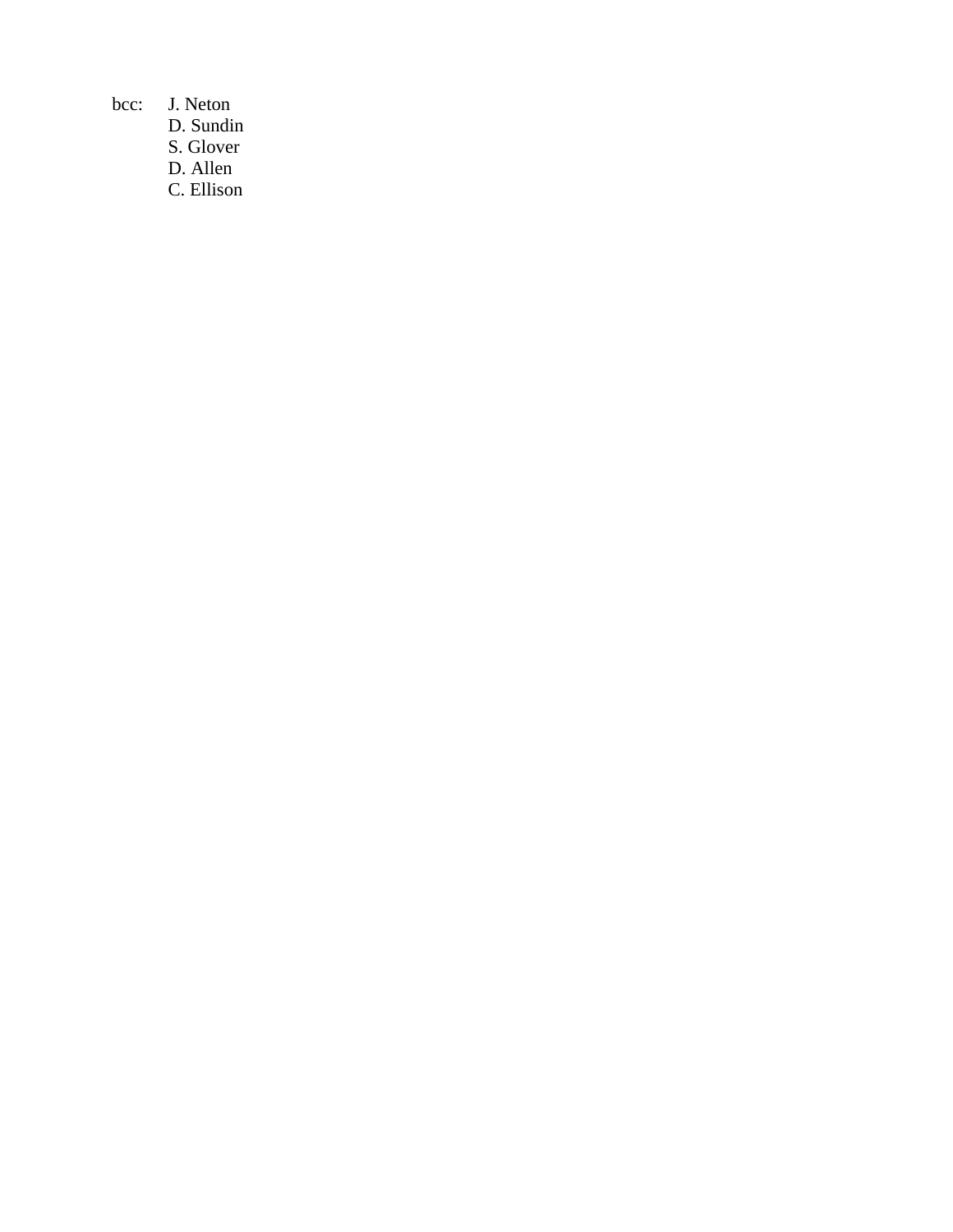bcc: J. Neton
D. Sundin
S. Glover
D. Allen
C. Ellison